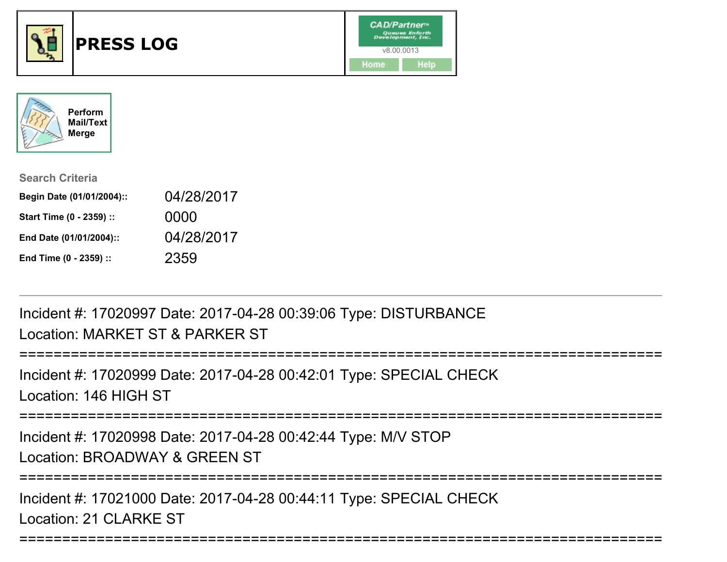# PRESS LOG

CAD/Partner™
Queues Enforth Development, Inc.
v8.00.0013

Home | Help

Perform Mail/Text Merge

**Search Criteria**

**Begin Date (01/01/2004)::** 04/28/2017

**Start Time (0 - 2359) ::** 0000

**End Date (01/01/2004)::** 04/28/2017

**End Time (0 - 2359) ::** 2359

---

Incident #: 17020997 Date: 2017-04-28 00:39:06 Type: DISTURBANCE
Location: MARKET ST & PARKER ST

===========================================================================

Incident #: 17020999 Date: 2017-04-28 00:42:01 Type: SPECIAL CHECK
Location: 146 HIGH ST

===========================================================================

Incident #: 17020998 Date: 2017-04-28 00:42:44 Type: M/V STOP
Location: BROADWAY & GREEN ST

===========================================================================

Incident #: 17021000 Date: 2017-04-28 00:44:11 Type: SPECIAL CHECK
Location: 21 CLARKE ST

===========================================================================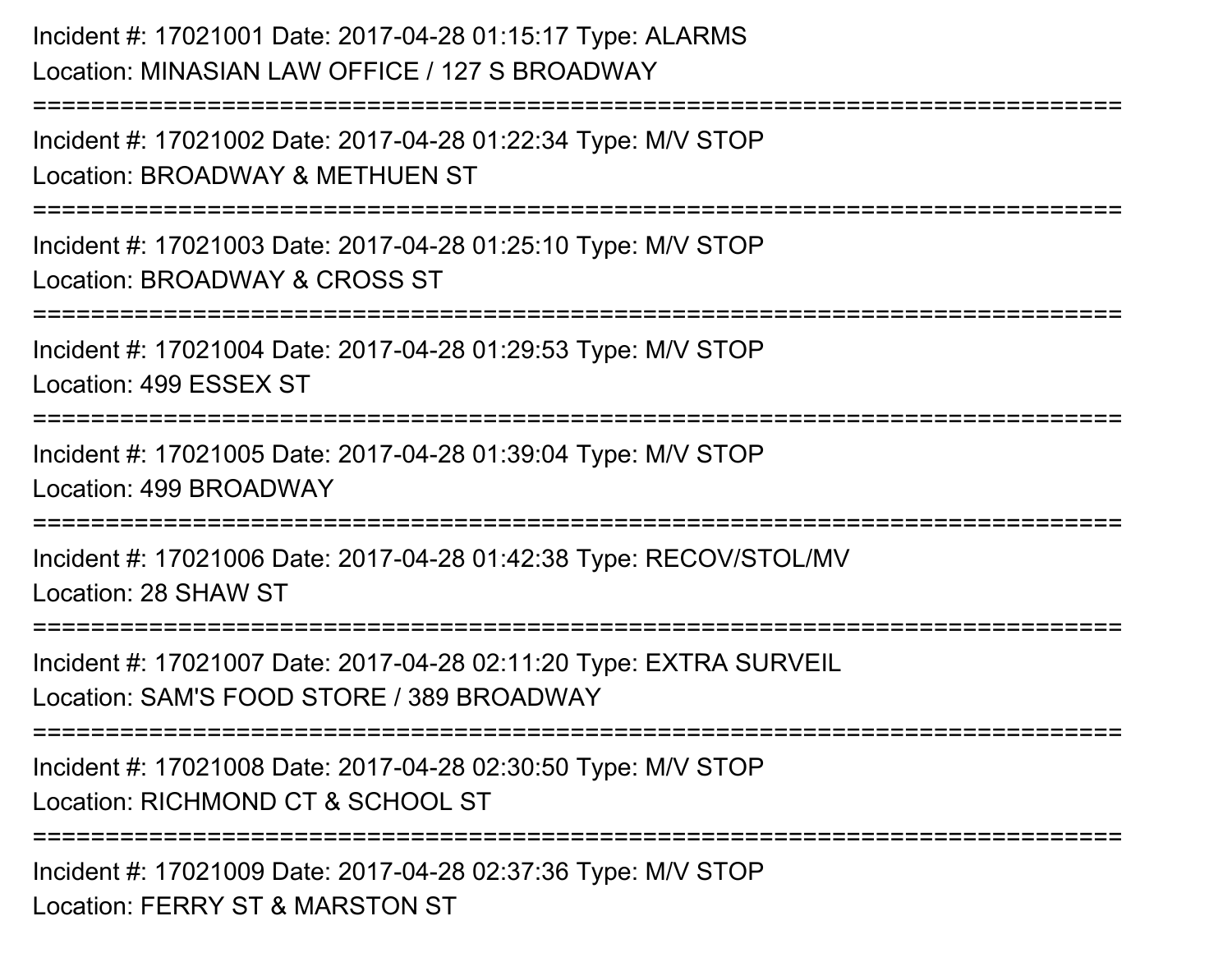Incident #: 17021001 Date: 2017-04-28 01:15:17 Type: ALARMS
Location: MINASIAN LAW OFFICE / 127 S BROADWAY

===========================================================================

Incident #: 17021002 Date: 2017-04-28 01:22:34 Type: M/V STOP
Location: BROADWAY & METHUEN ST

===========================================================================

Incident #: 17021003 Date: 2017-04-28 01:25:10 Type: M/V STOP
Location: BROADWAY & CROSS ST

===========================================================================

Incident #: 17021004 Date: 2017-04-28 01:29:53 Type: M/V STOP
Location: 499 ESSEX ST

===========================================================================

Incident #: 17021005 Date: 2017-04-28 01:39:04 Type: M/V STOP
Location: 499 BROADWAY

===========================================================================

Incident #: 17021006 Date: 2017-04-28 01:42:38 Type: RECOV/STOL/MV
Location: 28 SHAW ST

===========================================================================

Incident #: 17021007 Date: 2017-04-28 02:11:20 Type: EXTRA SURVEIL
Location: SAM'S FOOD STORE / 389 BROADWAY

===========================================================================

Incident #: 17021008 Date: 2017-04-28 02:30:50 Type: M/V STOP
Location: RICHMOND CT & SCHOOL ST

===========================================================================

Incident #: 17021009 Date: 2017-04-28 02:37:36 Type: M/V STOP
Location: FERRY ST & MARSTON ST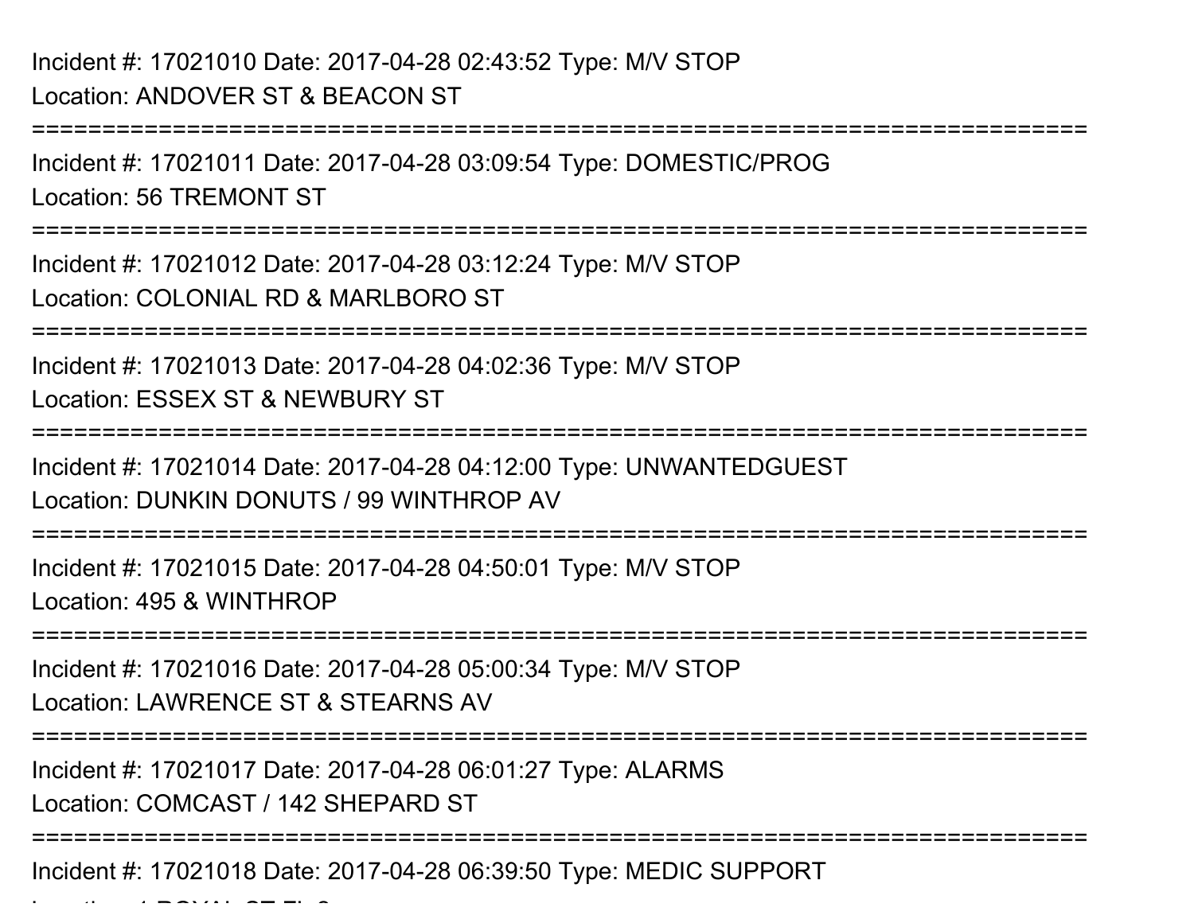Incident #: 17021010 Date: 2017-04-28 02:43:52 Type: M/V STOP
Location: ANDOVER ST & BEACON ST

===========================================================================

Incident #: 17021011 Date: 2017-04-28 03:09:54 Type: DOMESTIC/PROG
Location: 56 TREMONT ST

===========================================================================

Incident #: 17021012 Date: 2017-04-28 03:12:24 Type: M/V STOP
Location: COLONIAL RD & MARLBORO ST

===========================================================================

Incident #: 17021013 Date: 2017-04-28 04:02:36 Type: M/V STOP
Location: ESSEX ST & NEWBURY ST

===========================================================================

Incident #: 17021014 Date: 2017-04-28 04:12:00 Type: UNWANTEDGUEST
Location: DUNKIN DONUTS / 99 WINTHROP AV

===========================================================================

Incident #: 17021015 Date: 2017-04-28 04:50:01 Type: M/V STOP
Location: 495 & WINTHROP

===========================================================================

Incident #: 17021016 Date: 2017-04-28 05:00:34 Type: M/V STOP
Location: LAWRENCE ST & STEARNS AV

===========================================================================

Incident #: 17021017 Date: 2017-04-28 06:01:27 Type: ALARMS
Location: COMCAST / 142 SHEPARD ST

===========================================================================

Incident #: 17021018 Date: 2017-04-28 06:39:50 Type: MEDIC SUPPORT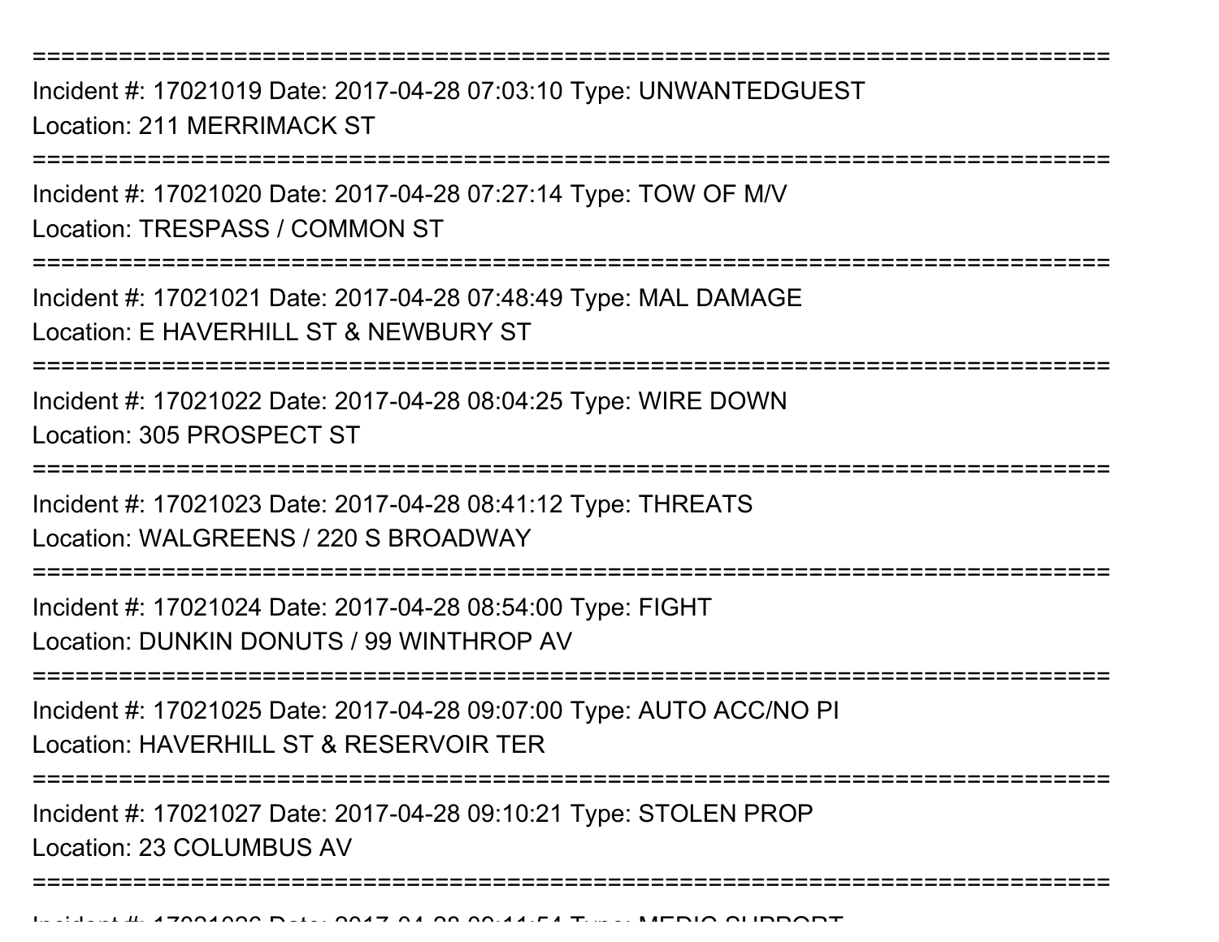===========================================================================

Incident #: 17021019 Date: 2017-04-28 07:03:10 Type: UNWANTEDGUEST
Location: 211 MERRIMACK ST

===========================================================================

Incident #: 17021020 Date: 2017-04-28 07:27:14 Type: TOW OF M/V
Location: TRESPASS / COMMON ST

===========================================================================

Incident #: 17021021 Date: 2017-04-28 07:48:49 Type: MAL DAMAGE
Location: E HAVERHILL ST & NEWBURY ST

===========================================================================

Incident #: 17021022 Date: 2017-04-28 08:04:25 Type: WIRE DOWN
Location: 305 PROSPECT ST

===========================================================================

Incident #: 17021023 Date: 2017-04-28 08:41:12 Type: THREATS
Location: WALGREENS / 220 S BROADWAY

===========================================================================

Incident #: 17021024 Date: 2017-04-28 08:54:00 Type: FIGHT
Location: DUNKIN DONUTS / 99 WINTHROP AV

===========================================================================

Incident #: 17021025 Date: 2017-04-28 09:07:00 Type: AUTO ACC/NO PI
Location: HAVERHILL ST & RESERVOIR TER

===========================================================================

Incident #: 17021027 Date: 2017-04-28 09:10:21 Type: STOLEN PROP
Location: 23 COLUMBUS AV

===========================================================================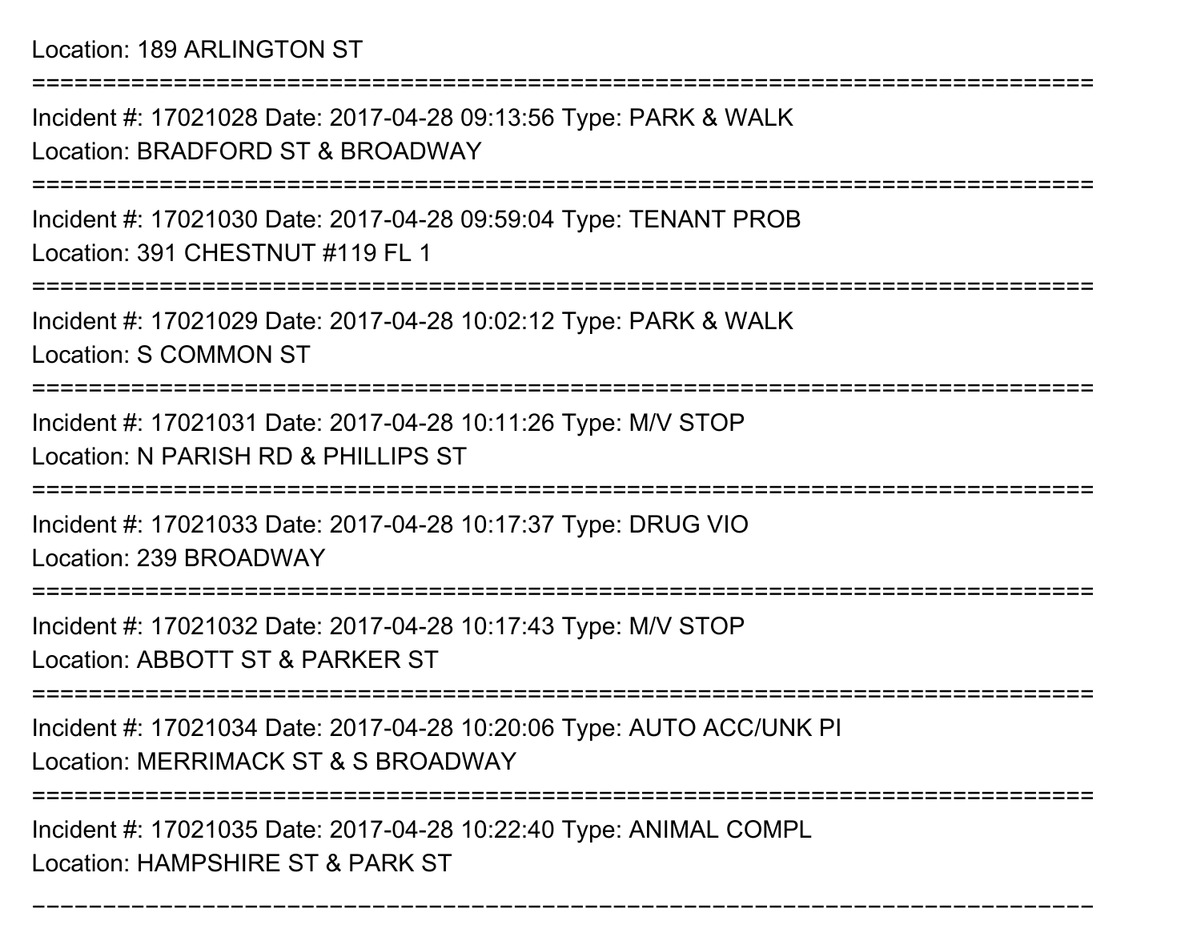Location: 189 ARLINGTON ST

===========================================================================

Incident #: 17021028 Date: 2017-04-28 09:13:56 Type: PARK & WALK

Location: BRADFORD ST & BROADWAY

===========================================================================

Incident #: 17021030 Date: 2017-04-28 09:59:04 Type: TENANT PROB

Location: 391 CHESTNUT #119 FL 1

===========================================================================

Incident #: 17021029 Date: 2017-04-28 10:02:12 Type: PARK & WALK

Location: S COMMON ST

===========================================================================

Incident #: 17021031 Date: 2017-04-28 10:11:26 Type: M/V STOP

Location: N PARISH RD & PHILLIPS ST

===========================================================================

Incident #: 17021033 Date: 2017-04-28 10:17:37 Type: DRUG VIO

Location: 239 BROADWAY

===========================================================================

Incident #: 17021032 Date: 2017-04-28 10:17:43 Type: M/V STOP

Location: ABBOTT ST & PARKER ST

===========================================================================

Incident #: 17021034 Date: 2017-04-28 10:20:06 Type: AUTO ACC/UNK PI

Location: MERRIMACK ST & S BROADWAY

===========================================================================

Incident #: 17021035 Date: 2017-04-28 10:22:40 Type: ANIMAL COMPL

Location: HAMPSHIRE ST & PARK ST

===========================================================================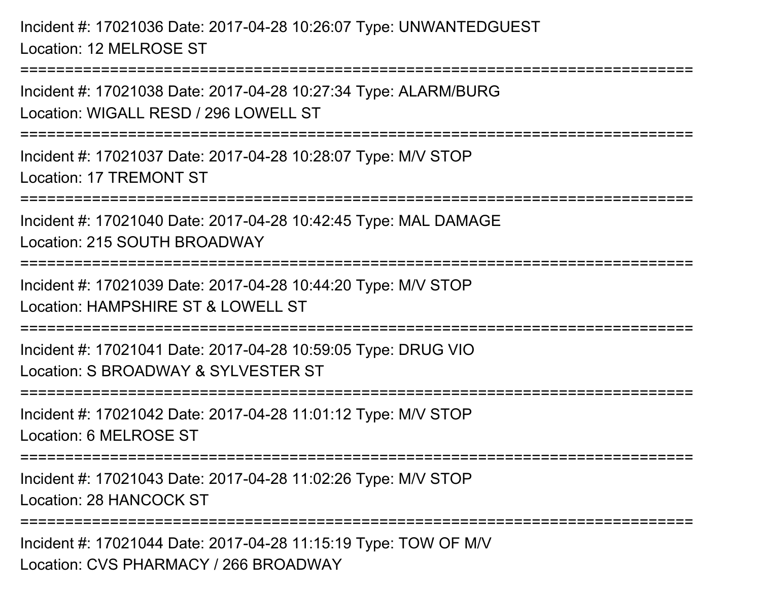Incident #: 17021036 Date: 2017-04-28 10:26:07 Type: UNWANTEDGUEST
Location: 12 MELROSE ST

===========================================================================

Incident #: 17021038 Date: 2017-04-28 10:27:34 Type: ALARM/BURG
Location: WIGALL RESD / 296 LOWELL ST

===========================================================================

Incident #: 17021037 Date: 2017-04-28 10:28:07 Type: M/V STOP
Location: 17 TREMONT ST

===========================================================================

Incident #: 17021040 Date: 2017-04-28 10:42:45 Type: MAL DAMAGE
Location: 215 SOUTH BROADWAY

===========================================================================

Incident #: 17021039 Date: 2017-04-28 10:44:20 Type: M/V STOP
Location: HAMPSHIRE ST & LOWELL ST

===========================================================================

Incident #: 17021041 Date: 2017-04-28 10:59:05 Type: DRUG VIO
Location: S BROADWAY & SYLVESTER ST

===========================================================================

Incident #: 17021042 Date: 2017-04-28 11:01:12 Type: M/V STOP
Location: 6 MELROSE ST

===========================================================================

Incident #: 17021043 Date: 2017-04-28 11:02:26 Type: M/V STOP
Location: 28 HANCOCK ST

===========================================================================

Incident #: 17021044 Date: 2017-04-28 11:15:19 Type: TOW OF M/V
Location: CVS PHARMACY / 266 BROADWAY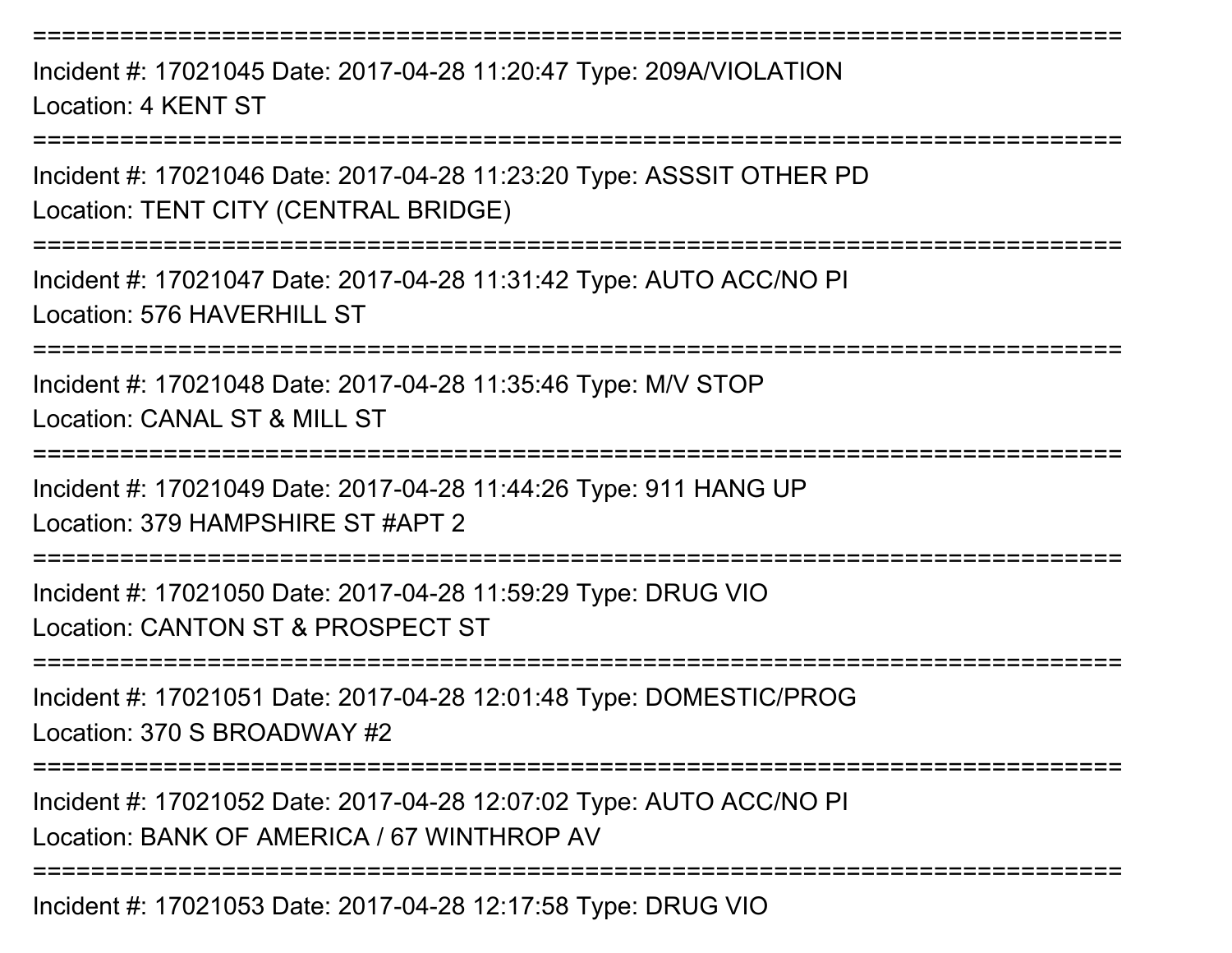===========================================================================

Incident #: 17021045 Date: 2017-04-28 11:20:47 Type: 209A/VIOLATION

Location: 4 KENT ST

===========================================================================

Incident #: 17021046 Date: 2017-04-28 11:23:20 Type: ASSSIT OTHER PD

Location: TENT CITY (CENTRAL BRIDGE)

===========================================================================

Incident #: 17021047 Date: 2017-04-28 11:31:42 Type: AUTO ACC/NO PI

Location: 576 HAVERHILL ST

===========================================================================

Incident #: 17021048 Date: 2017-04-28 11:35:46 Type: M/V STOP

Location: CANAL ST & MILL ST

===========================================================================

Incident #: 17021049 Date: 2017-04-28 11:44:26 Type: 911 HANG UP

Location: 379 HAMPSHIRE ST #APT 2

===========================================================================

Incident #: 17021050 Date: 2017-04-28 11:59:29 Type: DRUG VIO

Location: CANTON ST & PROSPECT ST

===========================================================================

Incident #: 17021051 Date: 2017-04-28 12:01:48 Type: DOMESTIC/PROG

Location: 370 S BROADWAY #2

===========================================================================

Incident #: 17021052 Date: 2017-04-28 12:07:02 Type: AUTO ACC/NO PI

Location: BANK OF AMERICA / 67 WINTHROP AV

===========================================================================

Incident #: 17021053 Date: 2017-04-28 12:17:58 Type: DRUG VIO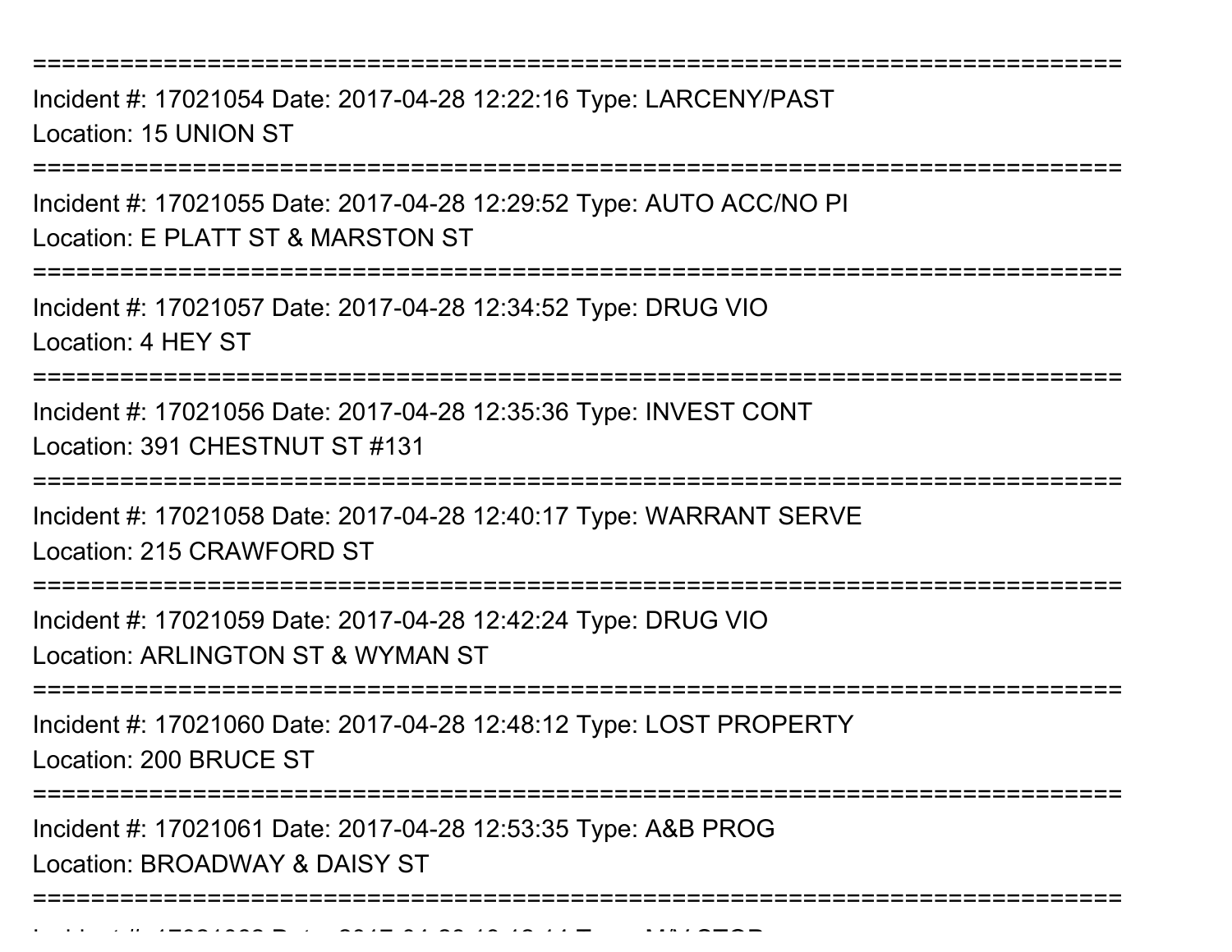===========================================================================

Incident #: 17021054 Date: 2017-04-28 12:22:16 Type: LARCENY/PAST
Location: 15 UNION ST

===========================================================================

Incident #: 17021055 Date: 2017-04-28 12:29:52 Type: AUTO ACC/NO PI
Location: E PLATT ST & MARSTON ST

===========================================================================

Incident #: 17021057 Date: 2017-04-28 12:34:52 Type: DRUG VIO
Location: 4 HEY ST

===========================================================================

Incident #: 17021056 Date: 2017-04-28 12:35:36 Type: INVEST CONT
Location: 391 CHESTNUT ST #131

===========================================================================

Incident #: 17021058 Date: 2017-04-28 12:40:17 Type: WARRANT SERVE
Location: 215 CRAWFORD ST

===========================================================================

Incident #: 17021059 Date: 2017-04-28 12:42:24 Type: DRUG VIO
Location: ARLINGTON ST & WYMAN ST

===========================================================================

Incident #: 17021060 Date: 2017-04-28 12:48:12 Type: LOST PROPERTY
Location: 200 BRUCE ST

===========================================================================

Incident #: 17021061 Date: 2017-04-28 12:53:35 Type: A&B PROG
Location: BROADWAY & DAISY ST

===========================================================================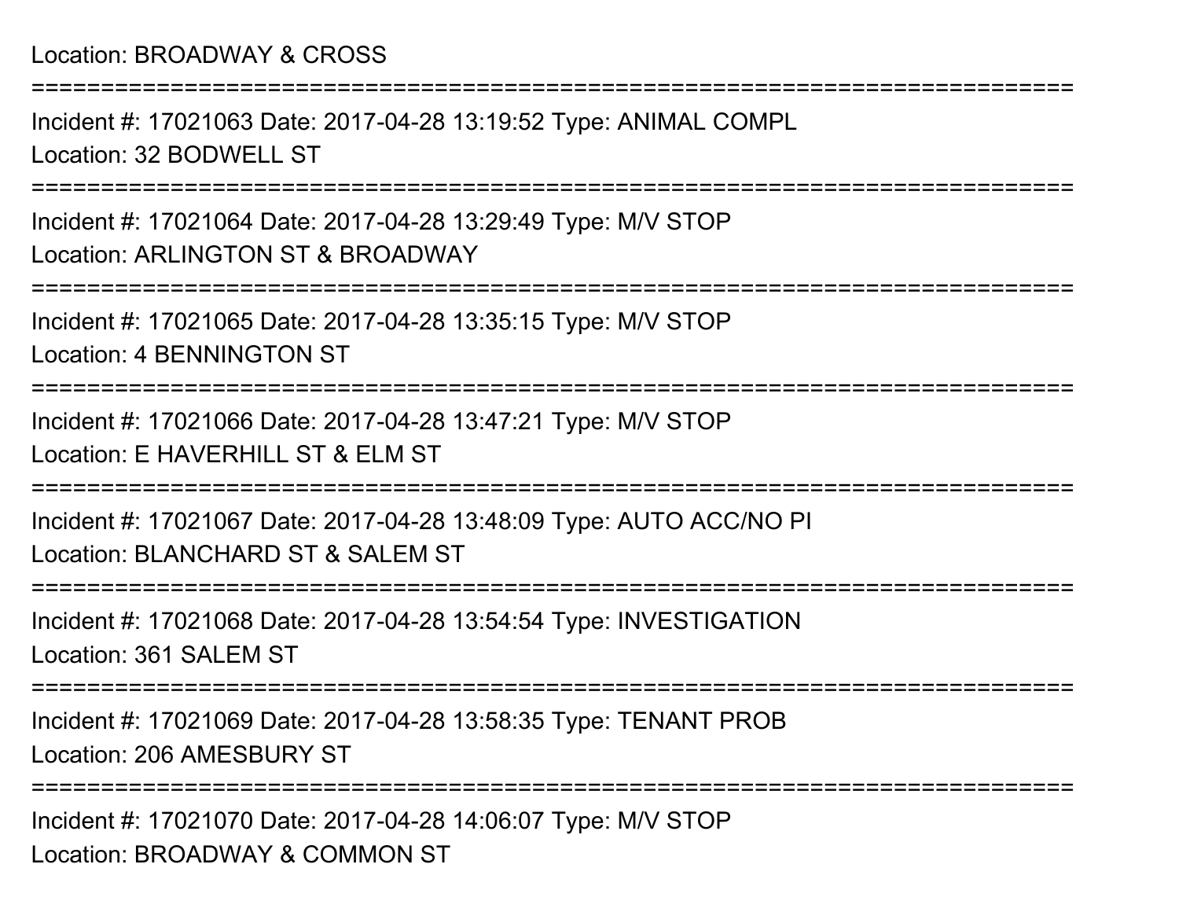Location: BROADWAY & CROSS

===========================================================================

Incident #: 17021063 Date: 2017-04-28 13:19:52 Type: ANIMAL COMPL

Location: 32 BODWELL ST

===========================================================================

Incident #: 17021064 Date: 2017-04-28 13:29:49 Type: M/V STOP

Location: ARLINGTON ST & BROADWAY

===========================================================================

Incident #: 17021065 Date: 2017-04-28 13:35:15 Type: M/V STOP

Location: 4 BENNINGTON ST

===========================================================================

Incident #: 17021066 Date: 2017-04-28 13:47:21 Type: M/V STOP

Location: E HAVERHILL ST & ELM ST

===========================================================================

Incident #: 17021067 Date: 2017-04-28 13:48:09 Type: AUTO ACC/NO PI

Location: BLANCHARD ST & SALEM ST

===========================================================================

Incident #: 17021068 Date: 2017-04-28 13:54:54 Type: INVESTIGATION

Location: 361 SALEM ST

===========================================================================

Incident #: 17021069 Date: 2017-04-28 13:58:35 Type: TENANT PROB

Location: 206 AMESBURY ST

===========================================================================

Incident #: 17021070 Date: 2017-04-28 14:06:07 Type: M/V STOP

Location: BROADWAY & COMMON ST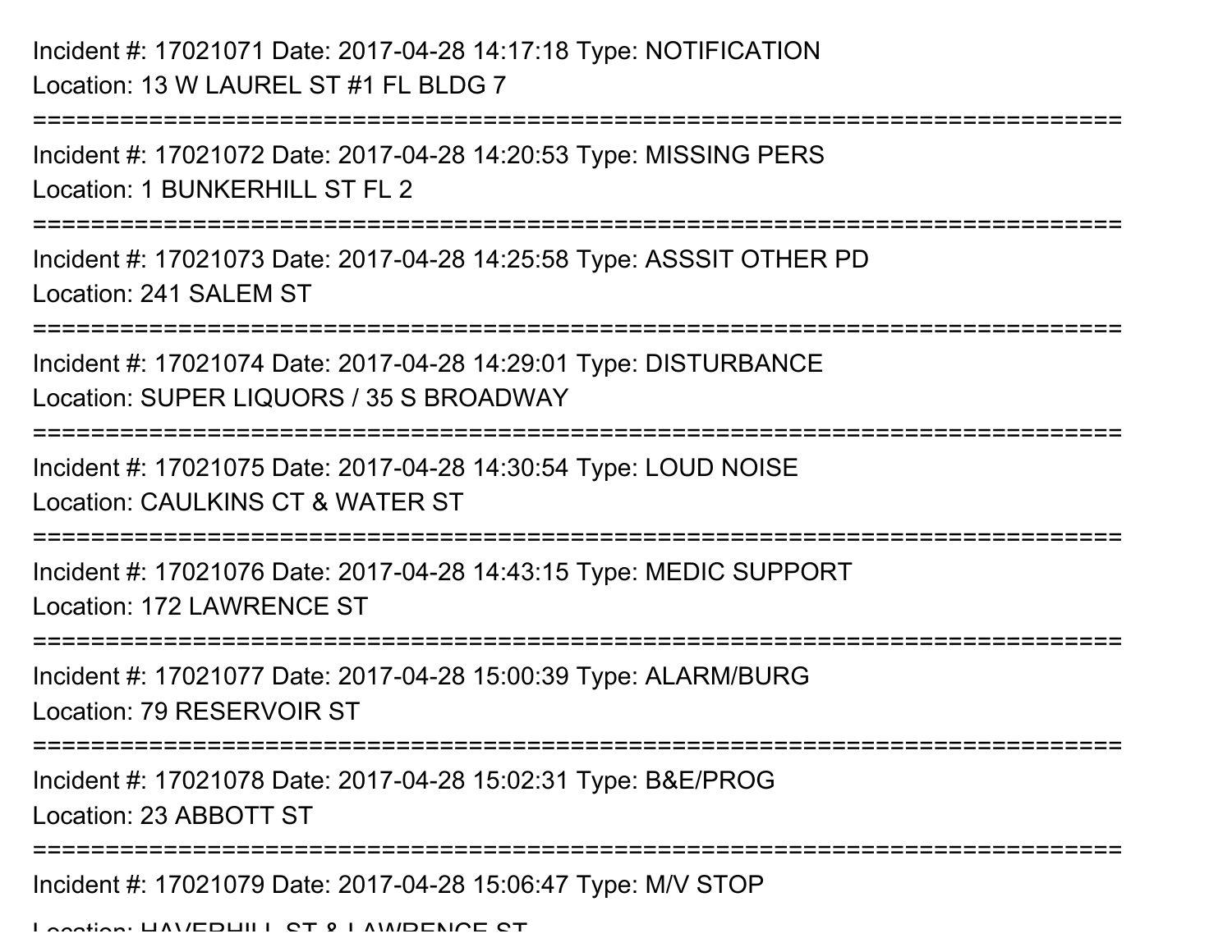Incident #: 17021071 Date: 2017-04-28 14:17:18 Type: NOTIFICATION
Location: 13 W LAUREL ST #1 FL BLDG 7

===========================================================================

Incident #: 17021072 Date: 2017-04-28 14:20:53 Type: MISSING PERS
Location: 1 BUNKERHILL ST FL 2

===========================================================================

Incident #: 17021073 Date: 2017-04-28 14:25:58 Type: ASSSIT OTHER PD
Location: 241 SALEM ST

===========================================================================

Incident #: 17021074 Date: 2017-04-28 14:29:01 Type: DISTURBANCE
Location: SUPER LIQUORS / 35 S BROADWAY

===========================================================================

Incident #: 17021075 Date: 2017-04-28 14:30:54 Type: LOUD NOISE
Location: CAULKINS CT & WATER ST

===========================================================================

Incident #: 17021076 Date: 2017-04-28 14:43:15 Type: MEDIC SUPPORT
Location: 172 LAWRENCE ST

===========================================================================

Incident #: 17021077 Date: 2017-04-28 15:00:39 Type: ALARM/BURG
Location: 79 RESERVOIR ST

===========================================================================

Incident #: 17021078 Date: 2017-04-28 15:02:31 Type: B&E/PROG
Location: 23 ABBOTT ST

===========================================================================

Incident #: 17021079 Date: 2017-04-28 15:06:47 Type: M/V STOP
Location: HAVERHILL ST & LAWRENCE ST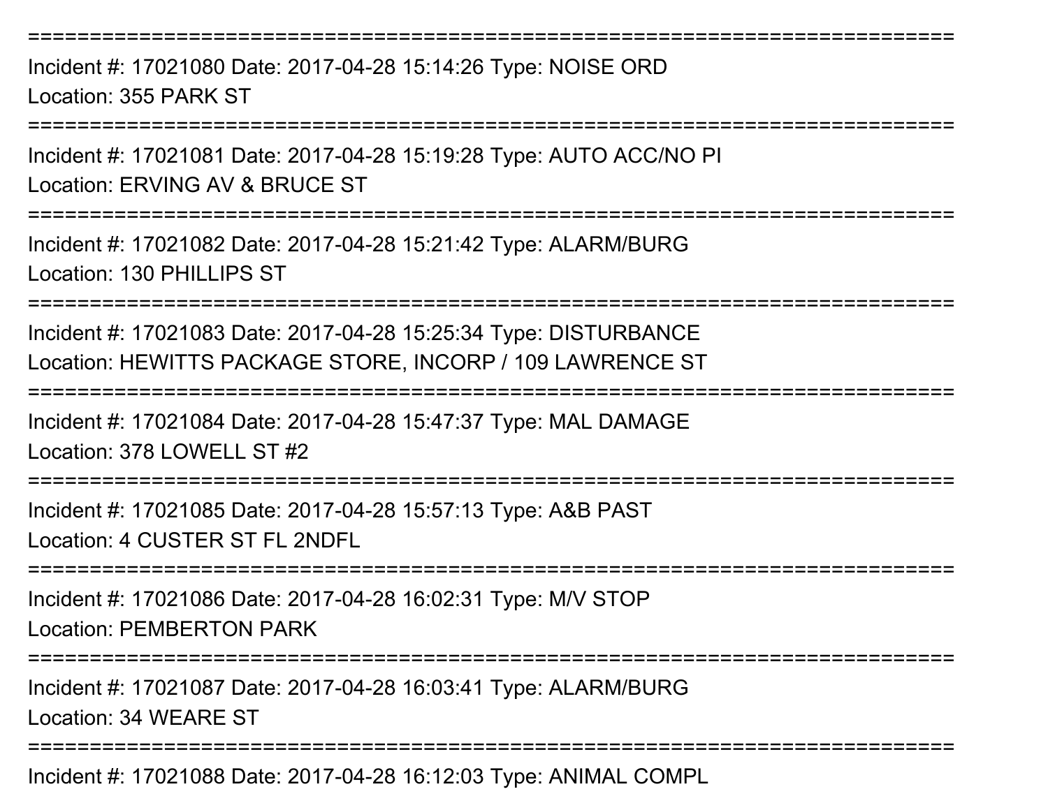===========================================================================
Incident #: 17021080 Date: 2017-04-28 15:14:26 Type: NOISE ORD
Location: 355 PARK ST
===========================================================================
Incident #: 17021081 Date: 2017-04-28 15:19:28 Type: AUTO ACC/NO PI
Location: ERVING AV & BRUCE ST
===========================================================================
Incident #: 17021082 Date: 2017-04-28 15:21:42 Type: ALARM/BURG
Location: 130 PHILLIPS ST
===========================================================================
Incident #: 17021083 Date: 2017-04-28 15:25:34 Type: DISTURBANCE
Location: HEWITTS PACKAGE STORE, INCORP / 109 LAWRENCE ST
===========================================================================
Incident #: 17021084 Date: 2017-04-28 15:47:37 Type: MAL DAMAGE
Location: 378 LOWELL ST #2
===========================================================================
Incident #: 17021085 Date: 2017-04-28 15:57:13 Type: A&B PAST
Location: 4 CUSTER ST FL 2NDFL
===========================================================================
Incident #: 17021086 Date: 2017-04-28 16:02:31 Type: M/V STOP
Location: PEMBERTON PARK
===========================================================================
Incident #: 17021087 Date: 2017-04-28 16:03:41 Type: ALARM/BURG
Location: 34 WEARE ST
===========================================================================
Incident #: 17021088 Date: 2017-04-28 16:12:03 Type: ANIMAL COMPL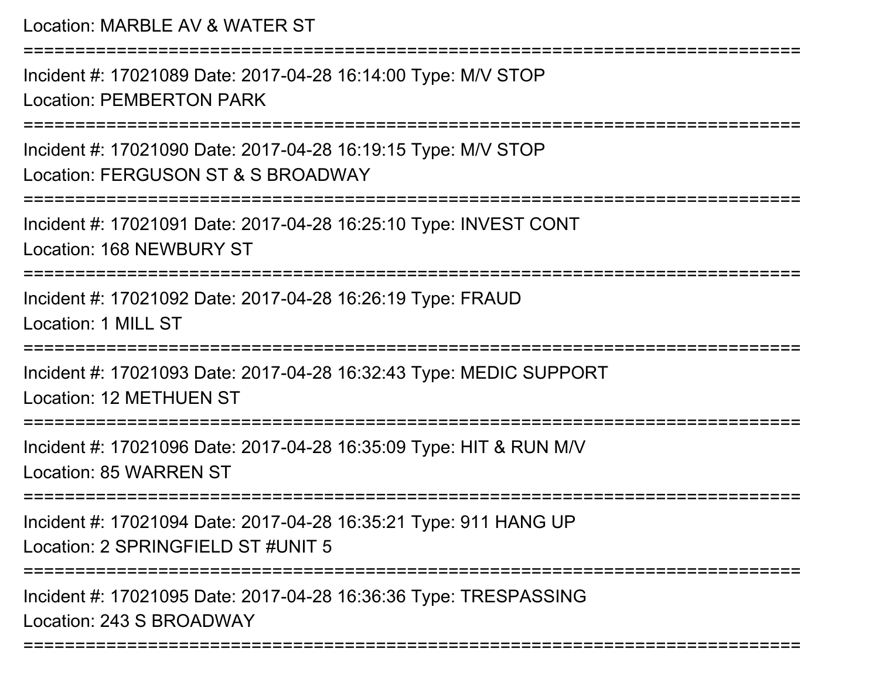Location: MARBLE AV & WATER ST

===========================================================================

Incident #: 17021089 Date: 2017-04-28 16:14:00 Type: M/V STOP

Location: PEMBERTON PARK

===========================================================================

Incident #: 17021090 Date: 2017-04-28 16:19:15 Type: M/V STOP

Location: FERGUSON ST & S BROADWAY

===========================================================================

Incident #: 17021091 Date: 2017-04-28 16:25:10 Type: INVEST CONT

Location: 168 NEWBURY ST

===========================================================================

Incident #: 17021092 Date: 2017-04-28 16:26:19 Type: FRAUD

Location: 1 MILL ST

===========================================================================

Incident #: 17021093 Date: 2017-04-28 16:32:43 Type: MEDIC SUPPORT

Location: 12 METHUEN ST

===========================================================================

Incident #: 17021096 Date: 2017-04-28 16:35:09 Type: HIT & RUN M/V

Location: 85 WARREN ST

===========================================================================

Incident #: 17021094 Date: 2017-04-28 16:35:21 Type: 911 HANG UP

Location: 2 SPRINGFIELD ST #UNIT 5

===========================================================================

Incident #: 17021095 Date: 2017-04-28 16:36:36 Type: TRESPASSING

Location: 243 S BROADWAY

===========================================================================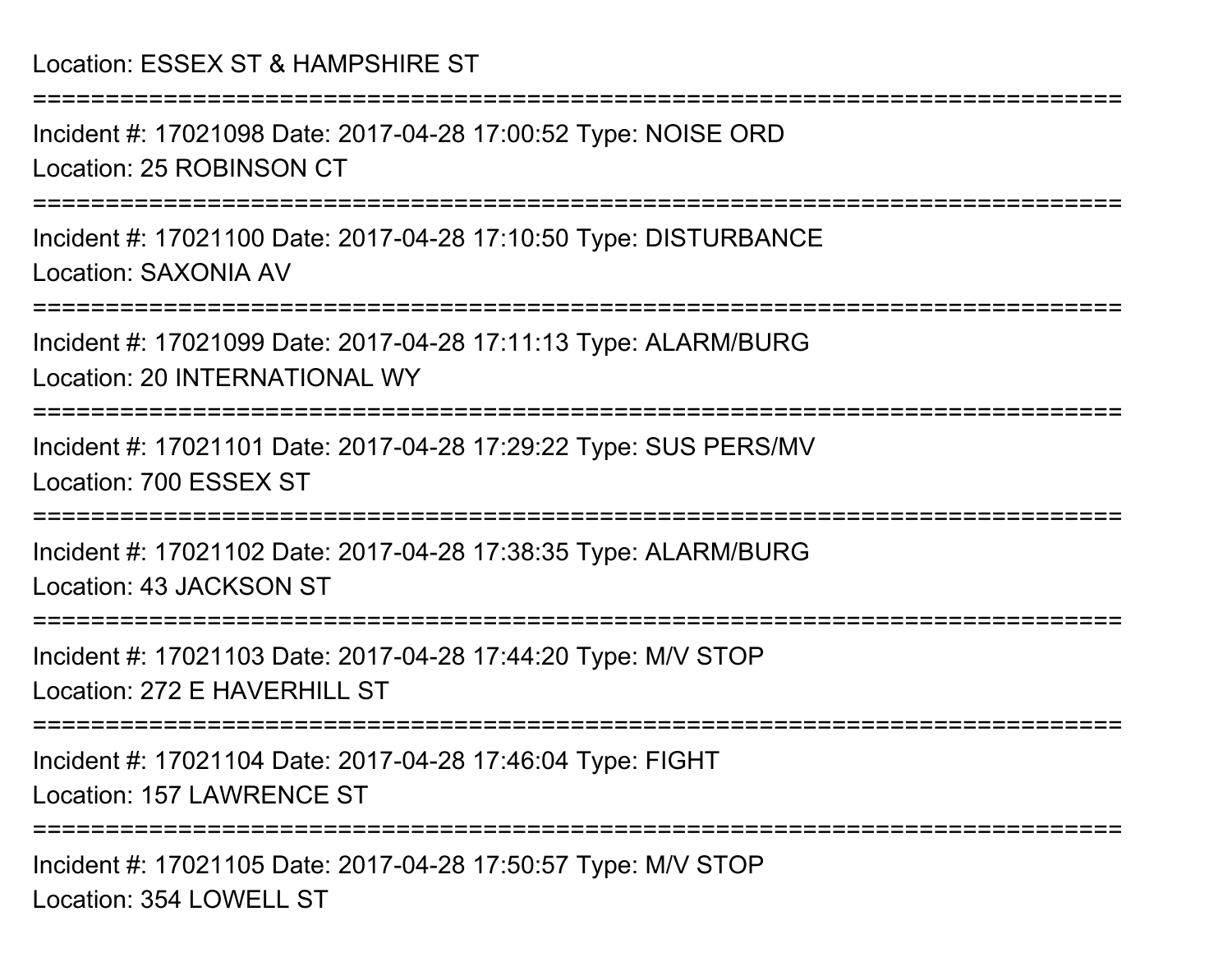Location: ESSEX ST & HAMPSHIRE ST

===========================================================================

Incident #: 17021098 Date: 2017-04-28 17:00:52 Type: NOISE ORD

Location: 25 ROBINSON CT

===========================================================================

Incident #: 17021100 Date: 2017-04-28 17:10:50 Type: DISTURBANCE

Location: SAXONIA AV

===========================================================================

Incident #: 17021099 Date: 2017-04-28 17:11:13 Type: ALARM/BURG

Location: 20 INTERNATIONAL WY

===========================================================================

Incident #: 17021101 Date: 2017-04-28 17:29:22 Type: SUS PERS/MV

Location: 700 ESSEX ST

===========================================================================

Incident #: 17021102 Date: 2017-04-28 17:38:35 Type: ALARM/BURG

Location: 43 JACKSON ST

===========================================================================

Incident #: 17021103 Date: 2017-04-28 17:44:20 Type: M/V STOP

Location: 272 E HAVERHILL ST

===========================================================================

Incident #: 17021104 Date: 2017-04-28 17:46:04 Type: FIGHT

Location: 157 LAWRENCE ST

===========================================================================

Incident #: 17021105 Date: 2017-04-28 17:50:57 Type: M/V STOP

Location: 354 LOWELL ST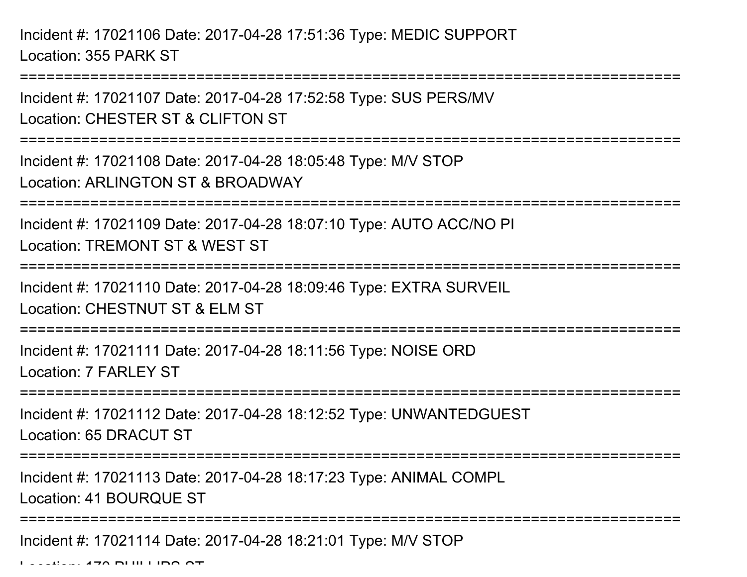Incident #: 17021106 Date: 2017-04-28 17:51:36 Type: MEDIC SUPPORT
Location: 355 PARK ST

===========================================================================

Incident #: 17021107 Date: 2017-04-28 17:52:58 Type: SUS PERS/MV
Location: CHESTER ST & CLIFTON ST

===========================================================================

Incident #: 17021108 Date: 2017-04-28 18:05:48 Type: M/V STOP
Location: ARLINGTON ST & BROADWAY

===========================================================================

Incident #: 17021109 Date: 2017-04-28 18:07:10 Type: AUTO ACC/NO PI
Location: TREMONT ST & WEST ST

===========================================================================

Incident #: 17021110 Date: 2017-04-28 18:09:46 Type: EXTRA SURVEIL
Location: CHESTNUT ST & ELM ST

===========================================================================

Incident #: 17021111 Date: 2017-04-28 18:11:56 Type: NOISE ORD
Location: 7 FARLEY ST

===========================================================================

Incident #: 17021112 Date: 2017-04-28 18:12:52 Type: UNWANTEDGUEST
Location: 65 DRACUT ST

===========================================================================

Incident #: 17021113 Date: 2017-04-28 18:17:23 Type: ANIMAL COMPL
Location: 41 BOURQUE ST

===========================================================================

Incident #: 17021114 Date: 2017-04-28 18:21:01 Type: M/V STOP
Location: 170 PHILLIPS ST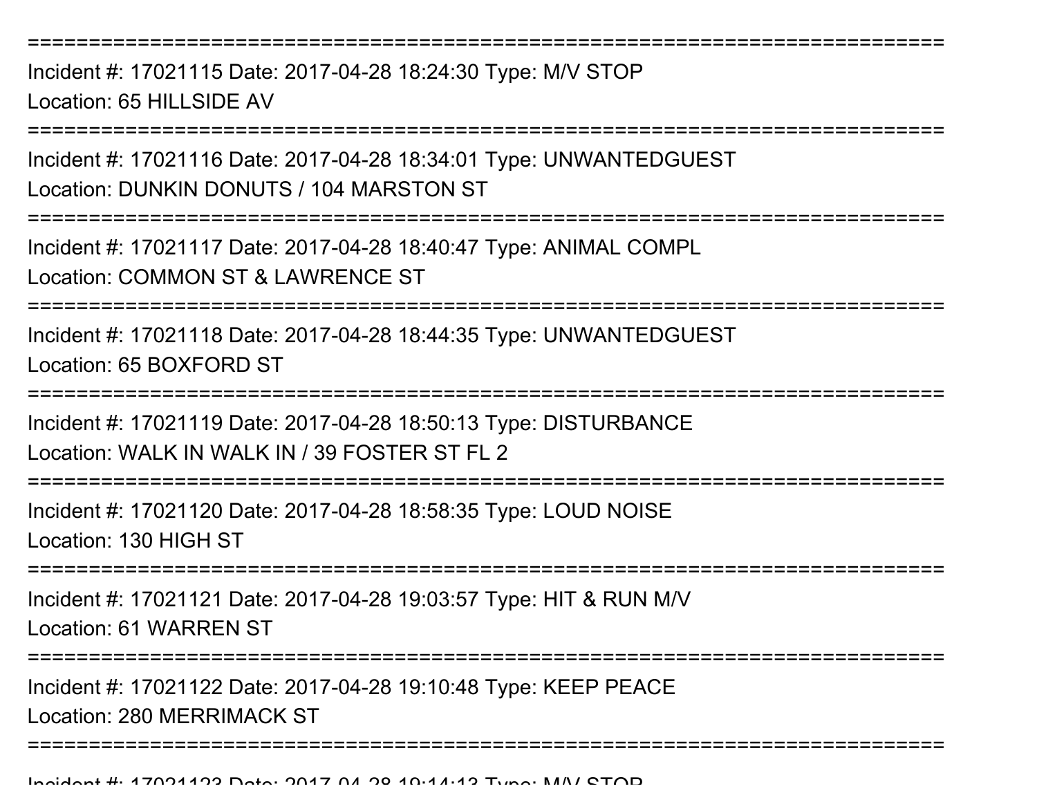===========================================================================
Incident #: 17021115 Date: 2017-04-28 18:24:30 Type: M/V STOP
Location: 65 HILLSIDE AV
===========================================================================
Incident #: 17021116 Date: 2017-04-28 18:34:01 Type: UNWANTEDGUEST
Location: DUNKIN DONUTS / 104 MARSTON ST
===========================================================================
Incident #: 17021117 Date: 2017-04-28 18:40:47 Type: ANIMAL COMPL
Location: COMMON ST & LAWRENCE ST
===========================================================================
Incident #: 17021118 Date: 2017-04-28 18:44:35 Type: UNWANTEDGUEST
Location: 65 BOXFORD ST
===========================================================================
Incident #: 17021119 Date: 2017-04-28 18:50:13 Type: DISTURBANCE
Location: WALK IN WALK IN / 39 FOSTER ST FL 2
===========================================================================
Incident #: 17021120 Date: 2017-04-28 18:58:35 Type: LOUD NOISE
Location: 130 HIGH ST
===========================================================================
Incident #: 17021121 Date: 2017-04-28 19:03:57 Type: HIT & RUN M/V
Location: 61 WARREN ST
===========================================================================
Incident #: 17021122 Date: 2017-04-28 19:10:48 Type: KEEP PEACE
Location: 280 MERRIMACK ST
===========================================================================
Incident #: 17021123 Date: 2017-04-28 19:14:13 Type: M/V STOP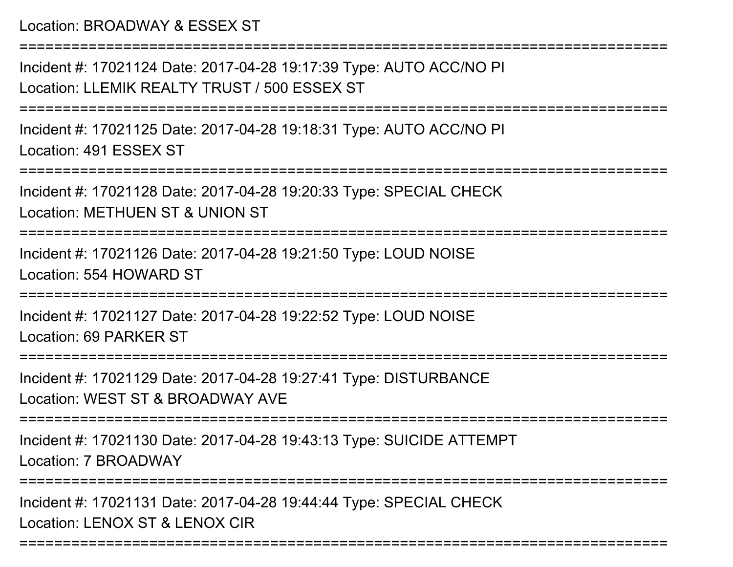Location: BROADWAY & ESSEX ST

===========================================================================

Incident #: 17021124 Date: 2017-04-28 19:17:39 Type: AUTO ACC/NO PI

Location: LLEMIK REALTY TRUST / 500 ESSEX ST

===========================================================================

Incident #: 17021125 Date: 2017-04-28 19:18:31 Type: AUTO ACC/NO PI

Location: 491 ESSEX ST

===========================================================================

Incident #: 17021128 Date: 2017-04-28 19:20:33 Type: SPECIAL CHECK

Location: METHUEN ST & UNION ST

===========================================================================

Incident #: 17021126 Date: 2017-04-28 19:21:50 Type: LOUD NOISE

Location: 554 HOWARD ST

===========================================================================

Incident #: 17021127 Date: 2017-04-28 19:22:52 Type: LOUD NOISE

Location: 69 PARKER ST

===========================================================================

Incident #: 17021129 Date: 2017-04-28 19:27:41 Type: DISTURBANCE

Location: WEST ST & BROADWAY AVE

===========================================================================

Incident #: 17021130 Date: 2017-04-28 19:43:13 Type: SUICIDE ATTEMPT

Location: 7 BROADWAY

===========================================================================

Incident #: 17021131 Date: 2017-04-28 19:44:44 Type: SPECIAL CHECK

Location: LENOX ST & LENOX CIR

===========================================================================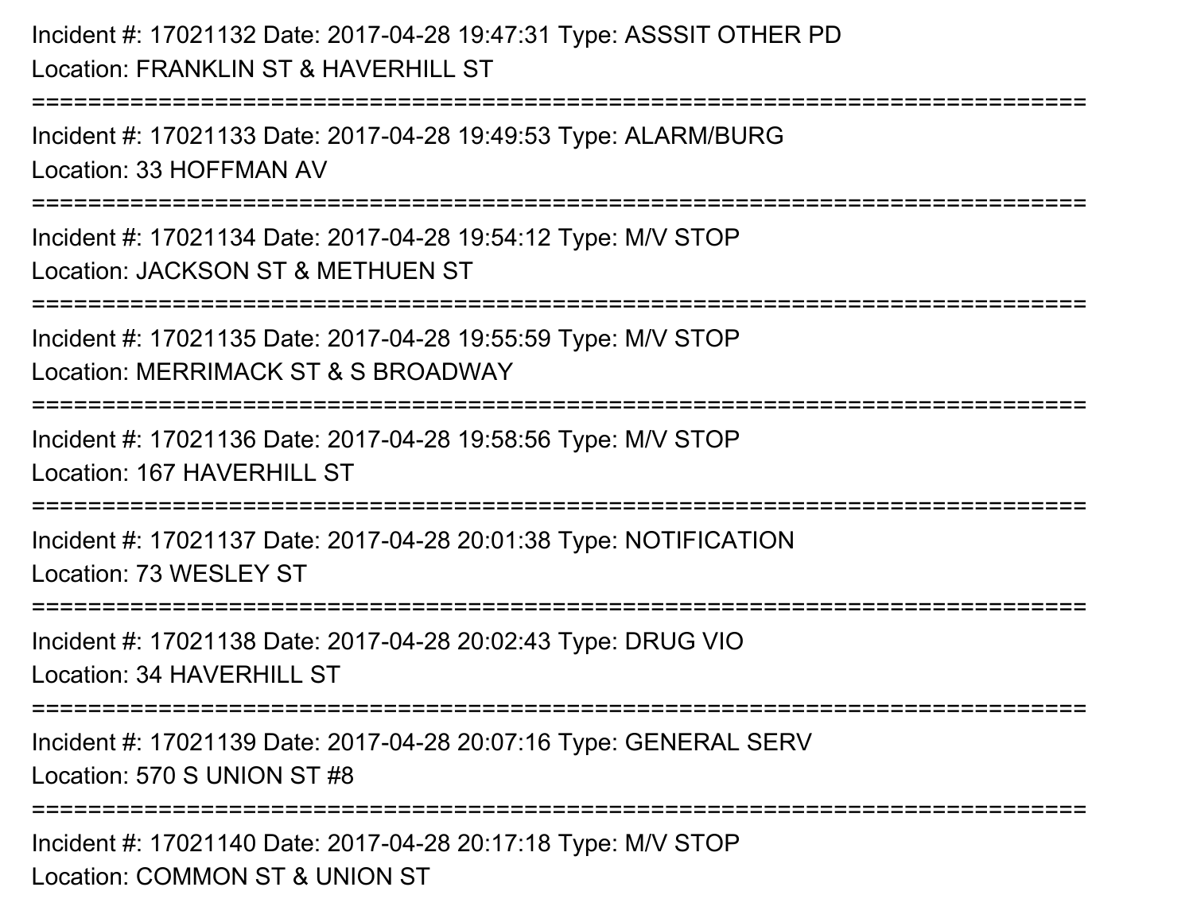Incident #: 17021132 Date: 2017-04-28 19:47:31 Type: ASSSIT OTHER PD
Location: FRANKLIN ST & HAVERHILL ST

===========================================================================

Incident #: 17021133 Date: 2017-04-28 19:49:53 Type: ALARM/BURG
Location: 33 HOFFMAN AV

===========================================================================

Incident #: 17021134 Date: 2017-04-28 19:54:12 Type: M/V STOP
Location: JACKSON ST & METHUEN ST

===========================================================================

Incident #: 17021135 Date: 2017-04-28 19:55:59 Type: M/V STOP
Location: MERRIMACK ST & S BROADWAY

===========================================================================

Incident #: 17021136 Date: 2017-04-28 19:58:56 Type: M/V STOP
Location: 167 HAVERHILL ST

===========================================================================

Incident #: 17021137 Date: 2017-04-28 20:01:38 Type: NOTIFICATION
Location: 73 WESLEY ST

===========================================================================

Incident #: 17021138 Date: 2017-04-28 20:02:43 Type: DRUG VIO
Location: 34 HAVERHILL ST

===========================================================================

Incident #: 17021139 Date: 2017-04-28 20:07:16 Type: GENERAL SERV
Location: 570 S UNION ST #8

===========================================================================

Incident #: 17021140 Date: 2017-04-28 20:17:18 Type: M/V STOP
Location: COMMON ST & UNION ST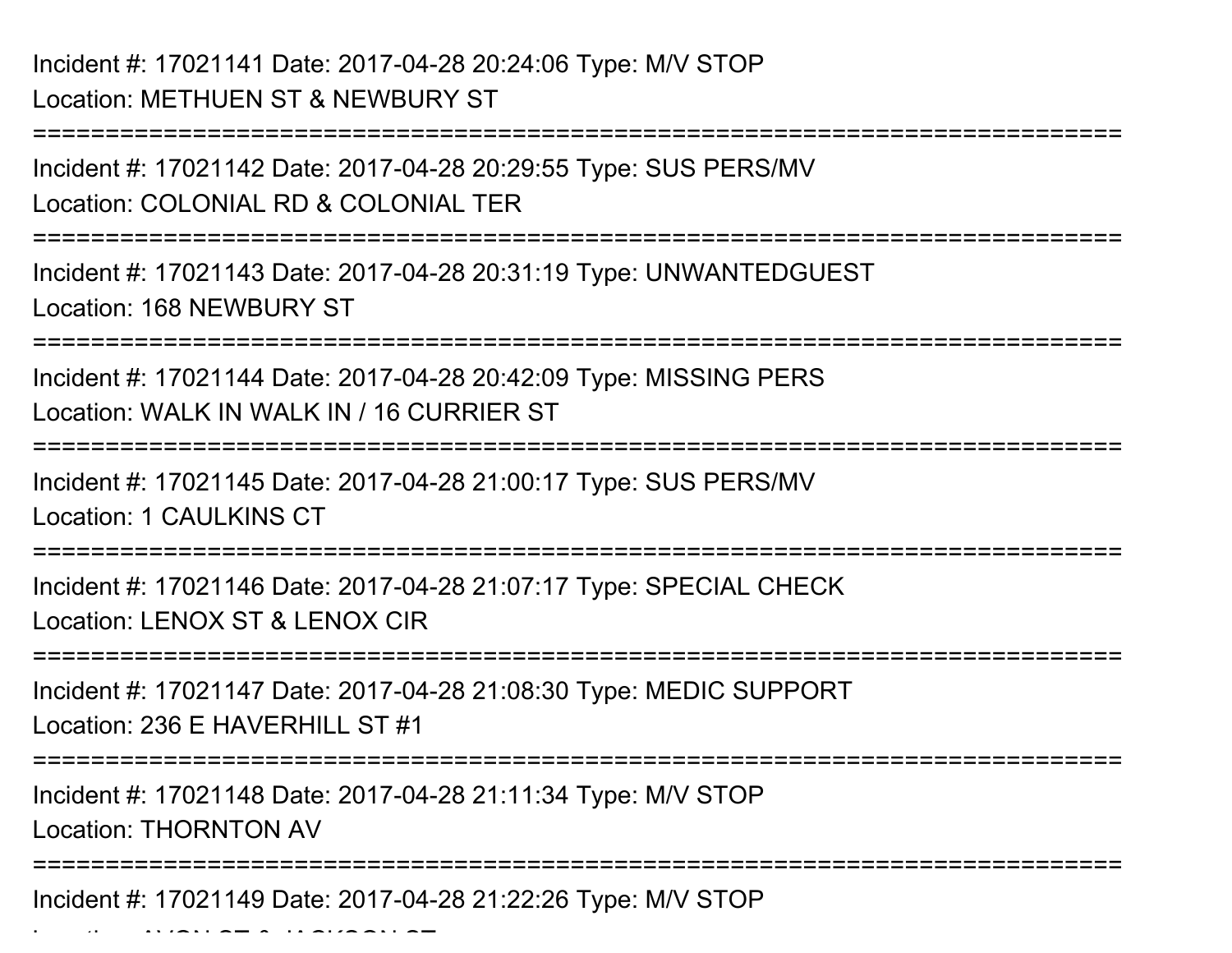Incident #: 17021141 Date: 2017-04-28 20:24:06 Type: M/V STOP
Location: METHUEN ST & NEWBURY ST

===========================================================================

Incident #: 17021142 Date: 2017-04-28 20:29:55 Type: SUS PERS/MV
Location: COLONIAL RD & COLONIAL TER

===========================================================================

Incident #: 17021143 Date: 2017-04-28 20:31:19 Type: UNWANTEDGUEST
Location: 168 NEWBURY ST

===========================================================================

Incident #: 17021144 Date: 2017-04-28 20:42:09 Type: MISSING PERS
Location: WALK IN WALK IN / 16 CURRIER ST

===========================================================================

Incident #: 17021145 Date: 2017-04-28 21:00:17 Type: SUS PERS/MV
Location: 1 CAULKINS CT

===========================================================================

Incident #: 17021146 Date: 2017-04-28 21:07:17 Type: SPECIAL CHECK
Location: LENOX ST & LENOX CIR

===========================================================================

Incident #: 17021147 Date: 2017-04-28 21:08:30 Type: MEDIC SUPPORT
Location: 236 E HAVERHILL ST #1

===========================================================================

Incident #: 17021148 Date: 2017-04-28 21:11:34 Type: M/V STOP
Location: THORNTON AV

===========================================================================

Incident #: 17021149 Date: 2017-04-28 21:22:26 Type: M/V STOP
Location: AVON ST & JACKSON ST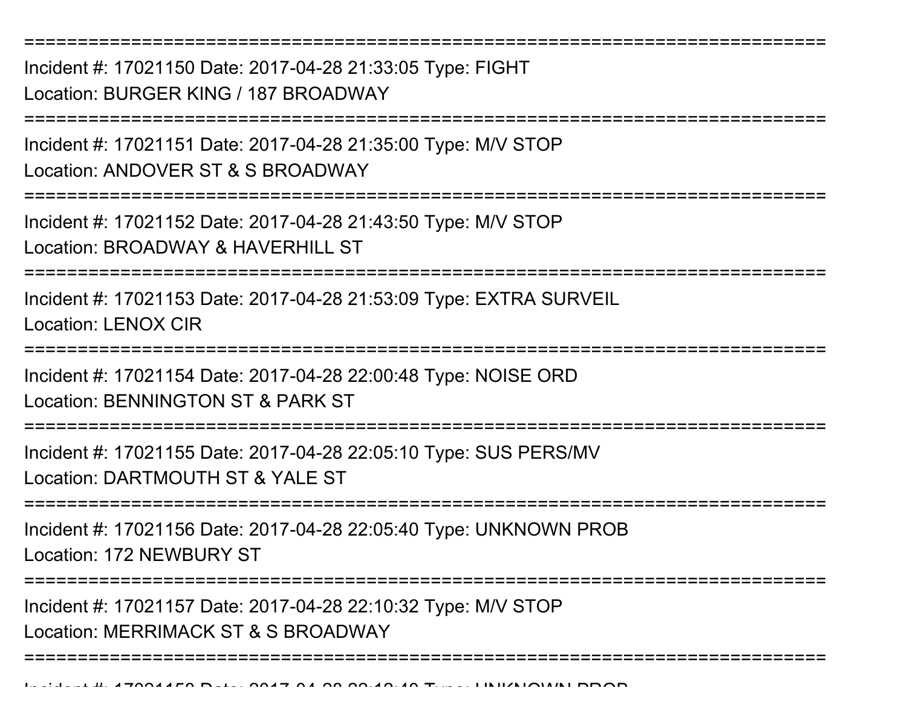==================================================================

Incident #: 17021150 Date: 2017-04-28 21:33:05 Type: FIGHT
Location: BURGER KING / 187 BROADWAY

==================================================================

Incident #: 17021151 Date: 2017-04-28 21:35:00 Type: M/V STOP
Location: ANDOVER ST & S BROADWAY

==================================================================

Incident #: 17021152 Date: 2017-04-28 21:43:50 Type: M/V STOP
Location: BROADWAY & HAVERHILL ST

==================================================================

Incident #: 17021153 Date: 2017-04-28 21:53:09 Type: EXTRA SURVEIL
Location: LENOX CIR

==================================================================

Incident #: 17021154 Date: 2017-04-28 22:00:48 Type: NOISE ORD
Location: BENNINGTON ST & PARK ST

==================================================================

Incident #: 17021155 Date: 2017-04-28 22:05:10 Type: SUS PERS/MV
Location: DARTMOUTH ST & YALE ST

==================================================================

Incident #: 17021156 Date: 2017-04-28 22:05:40 Type: UNKNOWN PROB
Location: 172 NEWBURY ST

==================================================================

Incident #: 17021157 Date: 2017-04-28 22:10:32 Type: M/V STOP
Location: MERRIMACK ST & S BROADWAY

==================================================================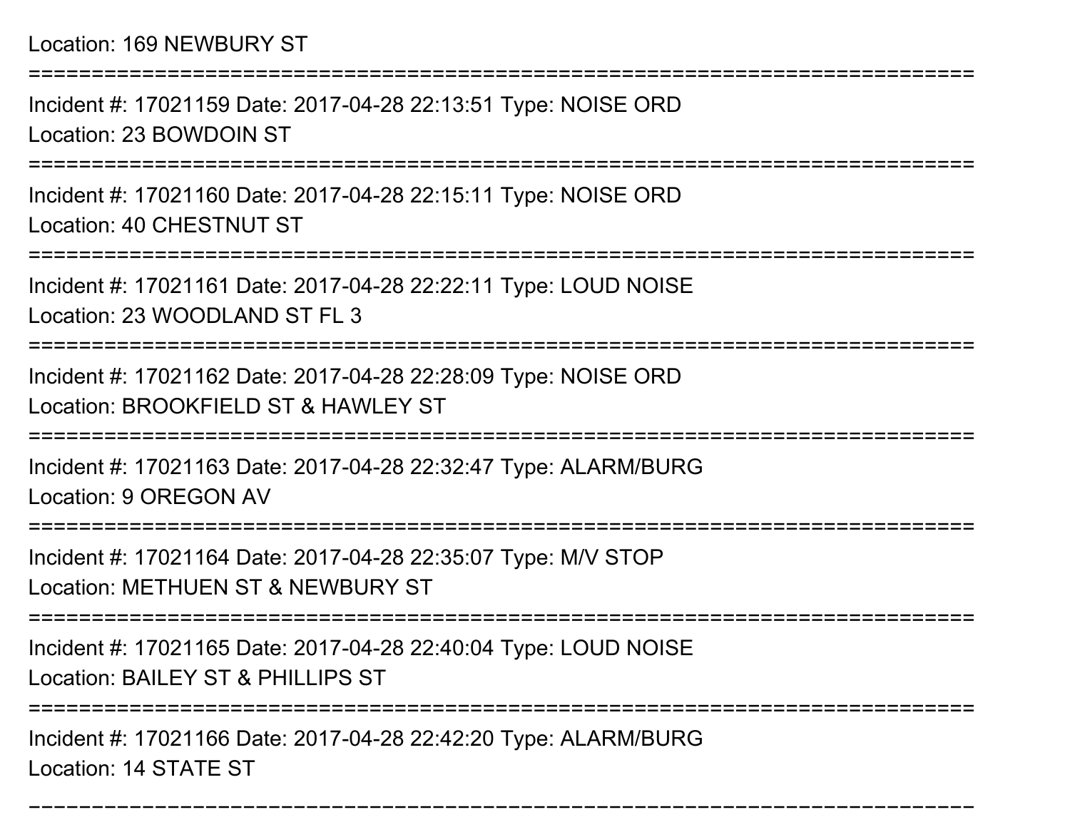Location: 169 NEWBURY ST

===========================================================================

Incident #: 17021159 Date: 2017-04-28 22:13:51 Type: NOISE ORD
Location: 23 BOWDOIN ST

===========================================================================

Incident #: 17021160 Date: 2017-04-28 22:15:11 Type: NOISE ORD
Location: 40 CHESTNUT ST

===========================================================================

Incident #: 17021161 Date: 2017-04-28 22:22:11 Type: LOUD NOISE
Location: 23 WOODLAND ST FL 3

===========================================================================

Incident #: 17021162 Date: 2017-04-28 22:28:09 Type: NOISE ORD
Location: BROOKFIELD ST & HAWLEY ST

===========================================================================

Incident #: 17021163 Date: 2017-04-28 22:32:47 Type: ALARM/BURG
Location: 9 OREGON AV

===========================================================================

Incident #: 17021164 Date: 2017-04-28 22:35:07 Type: M/V STOP
Location: METHUEN ST & NEWBURY ST

===========================================================================

Incident #: 17021165 Date: 2017-04-28 22:40:04 Type: LOUD NOISE
Location: BAILEY ST & PHILLIPS ST

===========================================================================

Incident #: 17021166 Date: 2017-04-28 22:42:20 Type: ALARM/BURG
Location: 14 STATE ST

===========================================================================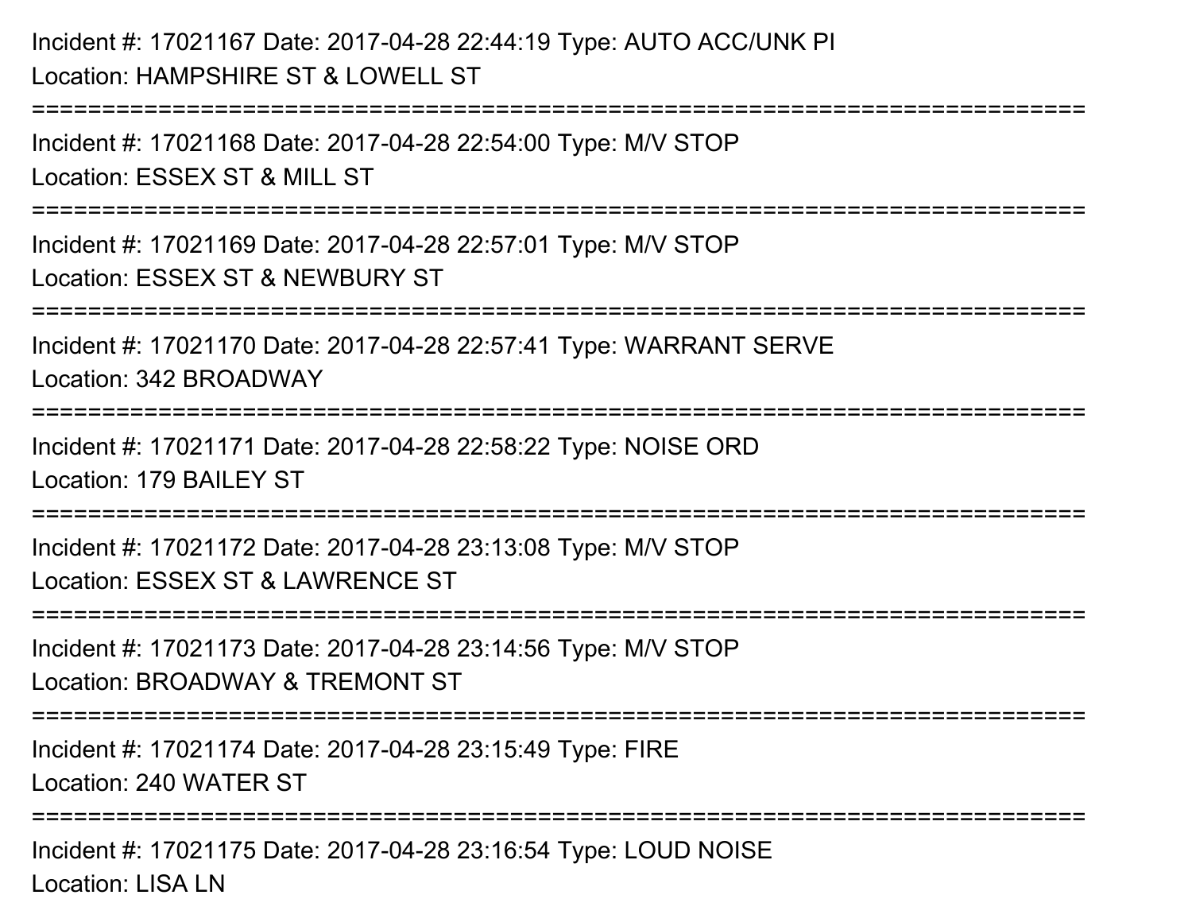Incident #: 17021167 Date: 2017-04-28 22:44:19 Type: AUTO ACC/UNK PI
Location: HAMPSHIRE ST & LOWELL ST

===========================================================================

Incident #: 17021168 Date: 2017-04-28 22:54:00 Type: M/V STOP
Location: ESSEX ST & MILL ST

===========================================================================

Incident #: 17021169 Date: 2017-04-28 22:57:01 Type: M/V STOP
Location: ESSEX ST & NEWBURY ST

===========================================================================

Incident #: 17021170 Date: 2017-04-28 22:57:41 Type: WARRANT SERVE
Location: 342 BROADWAY

===========================================================================

Incident #: 17021171 Date: 2017-04-28 22:58:22 Type: NOISE ORD
Location: 179 BAILEY ST

===========================================================================

Incident #: 17021172 Date: 2017-04-28 23:13:08 Type: M/V STOP
Location: ESSEX ST & LAWRENCE ST

===========================================================================

Incident #: 17021173 Date: 2017-04-28 23:14:56 Type: M/V STOP
Location: BROADWAY & TREMONT ST

===========================================================================

Incident #: 17021174 Date: 2017-04-28 23:15:49 Type: FIRE
Location: 240 WATER ST

===========================================================================

Incident #: 17021175 Date: 2017-04-28 23:16:54 Type: LOUD NOISE
Location: LISA LN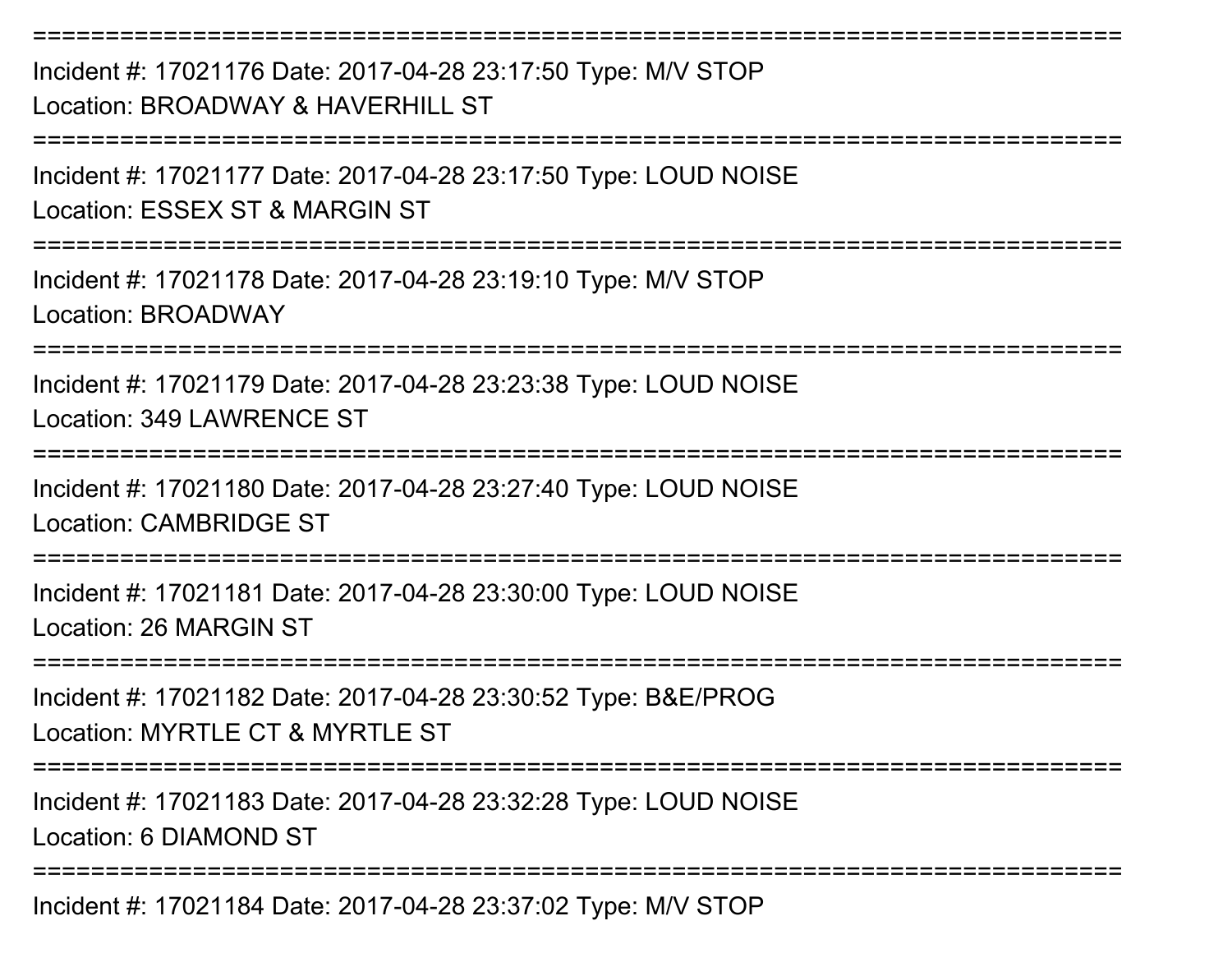===========================================================================

Incident #: 17021176 Date: 2017-04-28 23:17:50 Type: M/V STOP
Location: BROADWAY & HAVERHILL ST

===========================================================================

Incident #: 17021177 Date: 2017-04-28 23:17:50 Type: LOUD NOISE
Location: ESSEX ST & MARGIN ST

===========================================================================

Incident #: 17021178 Date: 2017-04-28 23:19:10 Type: M/V STOP
Location: BROADWAY

===========================================================================

Incident #: 17021179 Date: 2017-04-28 23:23:38 Type: LOUD NOISE
Location: 349 LAWRENCE ST

===========================================================================

Incident #: 17021180 Date: 2017-04-28 23:27:40 Type: LOUD NOISE
Location: CAMBRIDGE ST

===========================================================================

Incident #: 17021181 Date: 2017-04-28 23:30:00 Type: LOUD NOISE
Location: 26 MARGIN ST

===========================================================================

Incident #: 17021182 Date: 2017-04-28 23:30:52 Type: B&E/PROG
Location: MYRTLE CT & MYRTLE ST

===========================================================================

Incident #: 17021183 Date: 2017-04-28 23:32:28 Type: LOUD NOISE
Location: 6 DIAMOND ST

===========================================================================

Incident #: 17021184 Date: 2017-04-28 23:37:02 Type: M/V STOP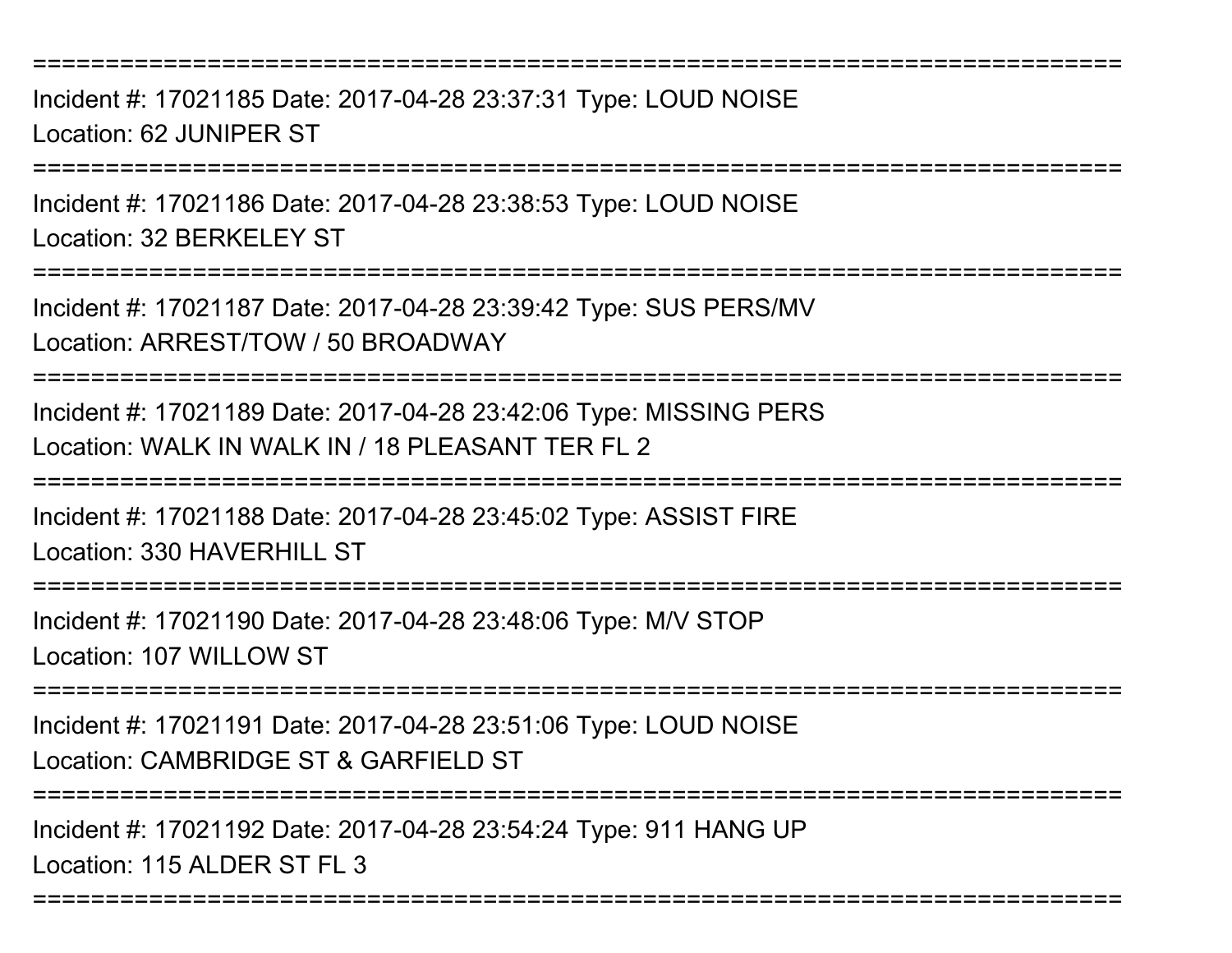===========================================================================

Incident #: 17021185 Date: 2017-04-28 23:37:31 Type: LOUD NOISE
Location: 62 JUNIPER ST

===========================================================================

Incident #: 17021186 Date: 2017-04-28 23:38:53 Type: LOUD NOISE
Location: 32 BERKELEY ST

===========================================================================

Incident #: 17021187 Date: 2017-04-28 23:39:42 Type: SUS PERS/MV
Location: ARREST/TOW / 50 BROADWAY

===========================================================================

Incident #: 17021189 Date: 2017-04-28 23:42:06 Type: MISSING PERS
Location: WALK IN WALK IN / 18 PLEASANT TER FL 2

===========================================================================

Incident #: 17021188 Date: 2017-04-28 23:45:02 Type: ASSIST FIRE
Location: 330 HAVERHILL ST

===========================================================================

Incident #: 17021190 Date: 2017-04-28 23:48:06 Type: M/V STOP
Location: 107 WILLOW ST

===========================================================================

Incident #: 17021191 Date: 2017-04-28 23:51:06 Type: LOUD NOISE
Location: CAMBRIDGE ST & GARFIELD ST

===========================================================================

Incident #: 17021192 Date: 2017-04-28 23:54:24 Type: 911 HANG UP
Location: 115 ALDER ST FL 3

===========================================================================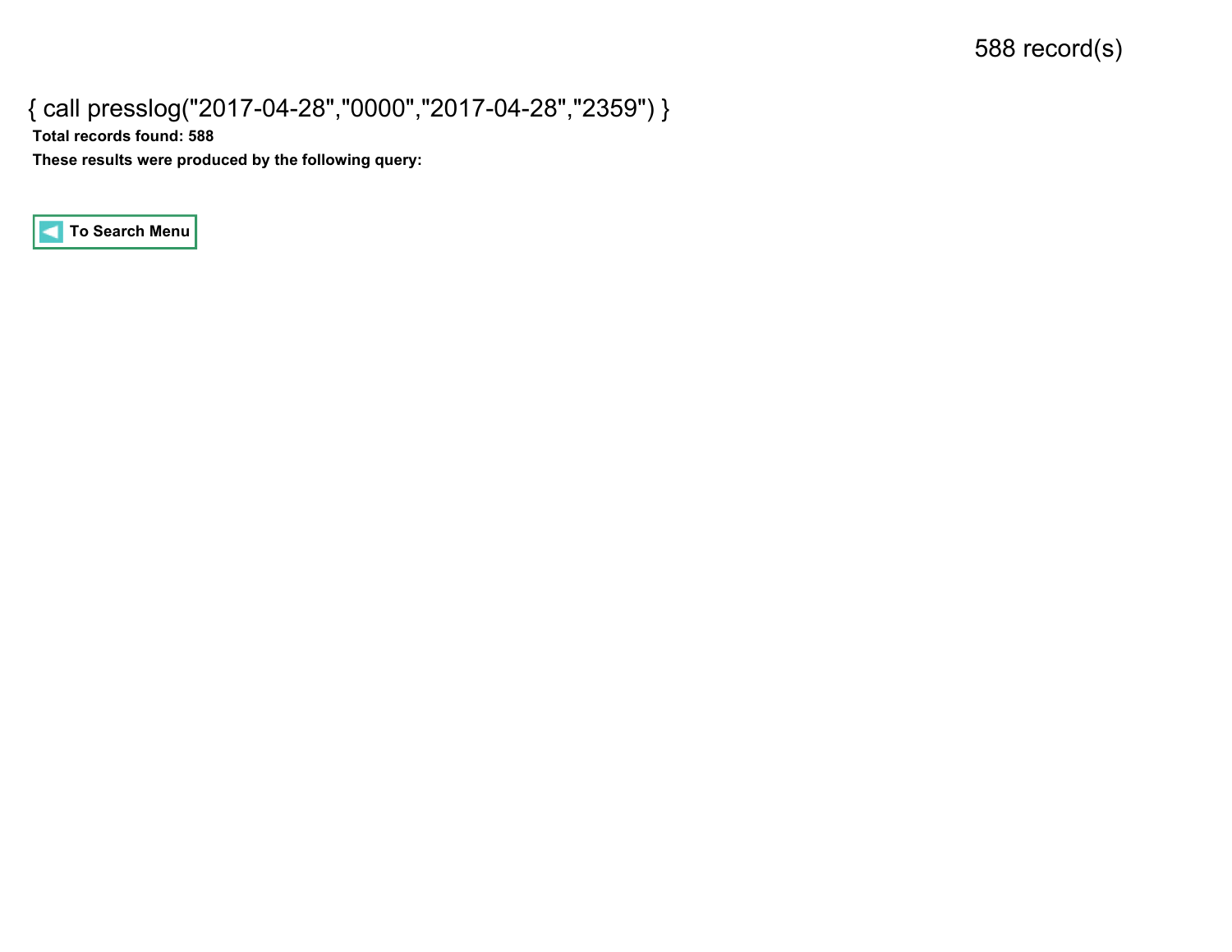588 record(s)

{ call presslog("2017-04-28","0000","2017-04-28","2359") }

**Total records found: 588**

**These results were produced by the following query:**

**To Search Menu**